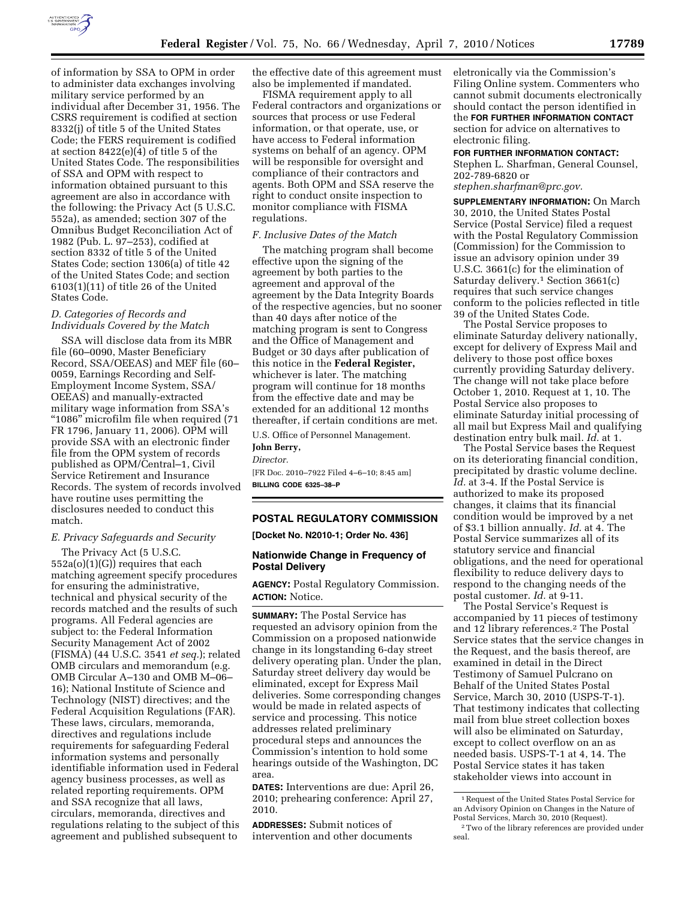of information by SSA to OPM in order to administer data exchanges involving military service performed by an individual after December 31, 1956. The CSRS requirement is codified at section 8332(j) of title 5 of the United States Code; the FERS requirement is codified at section 8422(e)(4) of title 5 of the United States Code. The responsibilities of SSA and OPM with respect to information obtained pursuant to this agreement are also in accordance with the following: the Privacy Act (5 U.S.C. 552a), as amended; section 307 of the Omnibus Budget Reconciliation Act of 1982 (Pub. L. 97–253), codified at section 8332 of title 5 of the United States Code; section 1306(a) of title 42 of the United States Code; and section 6103(1)(11) of title 26 of the United States Code.

### *D. Categories of Records and Individuals Covered by the Match*

SSA will disclose data from its MBR file (60–0090, Master Beneficiary Record, SSA/OEEAS) and MEF file (60–0059, Earnings Recording and Self-Employment Income System, SSA/OEEAS) and manually-extracted military wage information from SSA's "1086" microfilm file when required (71 FR 1796, January 11, 2006). OPM will provide SSA with an electronic finder file from the OPM system of records published as OPM/Central–1, Civil Service Retirement and Insurance Records. The system of records involved have routine uses permitting the disclosures needed to conduct this match.

### *E. Privacy Safeguards and Security*

The Privacy Act (5 U.S.C. 552a(o)(1)(G)) requires that each matching agreement specify procedures for ensuring the administrative, technical and physical security of the records matched and the results of such programs. All Federal agencies are subject to: the Federal Information Security Management Act of 2002 (FISMA) (44 U.S.C. 3541 *et seq.*); related OMB circulars and memorandum (e.g. OMB Circular A–130 and OMB M–06–16); National Institute of Science and Technology (NIST) directives; and the Federal Acquisition Regulations (FAR). These laws, circulars, memoranda, directives and regulations include requirements for safeguarding Federal information systems and personally identifiable information used in Federal agency business processes, as well as related reporting requirements. OPM and SSA recognize that all laws, circulars, memoranda, directives and regulations relating to the subject of this agreement and published subsequent to the effective date of this agreement must also be implemented if mandated.

FISMA requirement apply to all Federal contractors and organizations or sources that process or use Federal information, or that operate, use, or have access to Federal information systems on behalf of an agency. OPM will be responsible for oversight and compliance of their contractors and agents. Both OPM and SSA reserve the right to conduct onsite inspection to monitor compliance with FISMA regulations.

### *F. Inclusive Dates of the Match*

The matching program shall become effective upon the signing of the agreement by both parties to the agreement and approval of the agreement by the Data Integrity Boards of the respective agencies, but no sooner than 40 days after notice of the matching program is sent to Congress and the Office of Management and Budget or 30 days after publication of this notice in the **Federal Register,** whichever is later. The matching program will continue for 18 months from the effective date and may be extended for an additional 12 months thereafter, if certain conditions are met.

U.S. Office of Personnel Management.

**John Berry,**

*Director.*

[FR Doc. 2010–7922 Filed 4–6–10; 8:45 am]

**BILLING CODE 6325–38–P**

## POSTAL REGULATORY COMMISSION

**[Docket No. N2010-1; Order No. 436]**

### Nationwide Change in Frequency of Postal Delivery

**AGENCY:** Postal Regulatory Commission.

**ACTION:** Notice.

**SUMMARY:** The Postal Service has requested an advisory opinion from the Commission on a proposed nationwide change in its longstanding 6-day street delivery operating plan. Under the plan, Saturday street delivery day would be eliminated, except for Express Mail deliveries. Some corresponding changes would be made in related aspects of service and processing. This notice addresses related preliminary procedural steps and announces the Commission's intention to hold some hearings outside of the Washington, DC area.

**DATES:** Interventions are due: April 26, 2010; prehearing conference: April 27, 2010.

**ADDRESSES:** Submit notices of intervention and other documents eletronically via the Commission's Filing Online system. Commenters who cannot submit documents electronically should contact the person identified in the **FOR FURTHER INFORMATION CONTACT** section for advice on alternatives to electronic filing.

**FOR FURTHER INFORMATION CONTACT:** Stephen L. Sharfman, General Counsel, 202-789-6820 or *stephen.sharfman@prc.gov.*

**SUPPLEMENTARY INFORMATION:** On March 30, 2010, the United States Postal Service (Postal Service) filed a request with the Postal Regulatory Commission (Commission) for the Commission to issue an advisory opinion under 39 U.S.C. 3661(c) for the elimination of Saturday delivery.[1] Section 3661(c) requires that such service changes conform to the policies reflected in title 39 of the United States Code.

The Postal Service proposes to eliminate Saturday delivery nationally, except for delivery of Express Mail and delivery to those post office boxes currently providing Saturday delivery. The change will not take place before October 1, 2010. Request at 1, 10. The Postal Service also proposes to eliminate Saturday initial processing of all mail but Express Mail and qualifying destination entry bulk mail. *Id.* at 1.

The Postal Service bases the Request on its deteriorating financial condition, precipitated by drastic volume decline. *Id.* at 3-4. If the Postal Service is authorized to make its proposed changes, it claims that its financial condition would be improved by a net of $3.1 billion annually. *Id.* at 4. The Postal Service summarizes all of its statutory service and financial obligations, and the need for operational flexibility to reduce delivery days to respond to the changing needs of the postal customer. *Id.* at 9-11.

The Postal Service's Request is accompanied by 11 pieces of testimony and 12 library references.[2] The Postal Service states that the service changes in the Request, and the basis thereof, are examined in detail in the Direct Testimony of Samuel Pulcrano on Behalf of the United States Postal Service, March 30, 2010 (USPS-T-1). That testimony indicates that collecting mail from blue street collection boxes will also be eliminated on Saturday, except to collect overflow on an as needed basis. USPS-T-1 at 4, 14. The Postal Service states it has taken stakeholder views into account in

[1] Request of the United States Postal Service for an Advisory Opinion on Changes in the Nature of Postal Services, March 30, 2010 (Request).

[2] Two of the library references are provided under seal.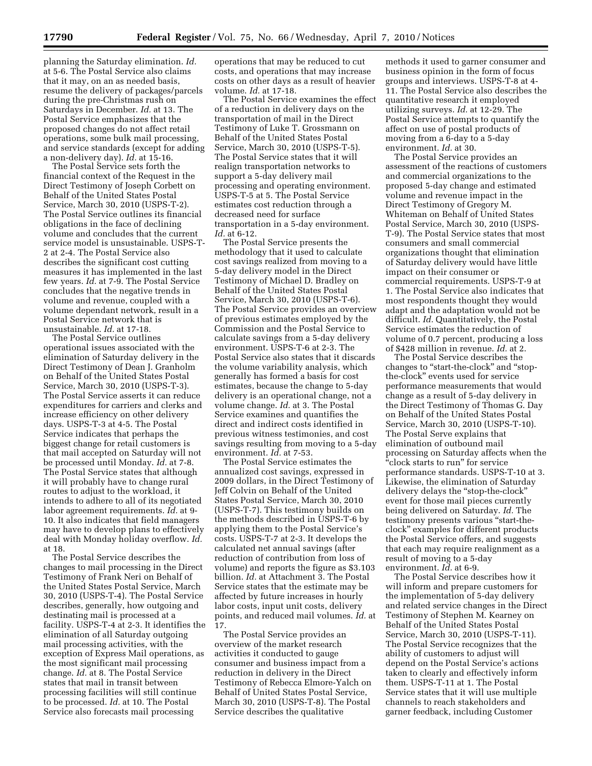planning the Saturday elimination. *Id.* at 5-6. The Postal Service also claims that it may, on an as needed basis, resume the delivery of packages/parcels during the pre-Christmas rush on Saturdays in December. *Id.* at 13. The Postal Service emphasizes that the proposed changes do not affect retail operations, some bulk mail processing, and service standards (except for adding a non-delivery day). *Id.* at 15-16.

The Postal Service sets forth the financial context of the Request in the Direct Testimony of Joseph Corbett on Behalf of the United States Postal Service, March 30, 2010 (USPS-T-2). The Postal Service outlines its financial obligations in the face of declining volume and concludes that the current service model is unsustainable. USPS-T-2 at 2-4. The Postal Service also describes the significant cost cutting measures it has implemented in the last few years. *Id.* at 7-9. The Postal Service concludes that the negative trends in volume and revenue, coupled with a volume dependant network, result in a Postal Service network that is unsustainable. *Id.* at 17-18.

The Postal Service outlines operational issues associated with the elimination of Saturday delivery in the Direct Testimony of Dean J. Granholm on Behalf of the United States Postal Service, March 30, 2010 (USPS-T-3). The Postal Service asserts it can reduce expenditures for carriers and clerks and increase efficiency on other delivery days. USPS-T-3 at 4-5. The Postal Service indicates that perhaps the biggest change for retail customers is that mail accepted on Saturday will not be processed until Monday. *Id.* at 7-8. The Postal Service states that although it will probably have to change rural routes to adjust to the workload, it intends to adhere to all of its negotiated labor agreement requirements. *Id.* at 9-10. It also indicates that field managers may have to develop plans to effectively deal with Monday holiday overflow. *Id.* at 18.

The Postal Service describes the changes to mail processing in the Direct Testimony of Frank Neri on Behalf of the United States Postal Service, March 30, 2010 (USPS-T-4). The Postal Service describes, generally, how outgoing and destinating mail is processed at a facility. USPS-T-4 at 2-3. It identifies the elimination of all Saturday outgoing mail processing activities, with the exception of Express Mail operations, as the most significant mail processing change. *Id.* at 8. The Postal Service states that mail in transit between processing facilities will still continue to be processed. *Id.* at 10. The Postal Service also forecasts mail processing operations that may be reduced to cut costs, and operations that may increase costs on other days as a result of heavier volume. *Id.* at 17-18.

The Postal Service examines the effect of a reduction in delivery days on the transportation of mail in the Direct Testimony of Luke T. Grossmann on Behalf of the United States Postal Service, March 30, 2010 (USPS-T-5). The Postal Service states that it will realign transportation networks to support a 5-day delivery mail processing and operating environment. USPS-T-5 at 5. The Postal Service estimates cost reduction through a decreased need for surface transportation in a 5-day environment. *Id.* at 6-12.

The Postal Service presents the methodology that it used to calculate cost savings realized from moving to a 5-day delivery model in the Direct Testimony of Michael D. Bradley on Behalf of the United States Postal Service, March 30, 2010 (USPS-T-6). The Postal Service provides an overview of previous estimates employed by the Commission and the Postal Service to calculate savings from a 5-day delivery environment. USPS-T-6 at 2-3. The Postal Service also states that it discards the volume variability analysis, which generally has formed a basis for cost estimates, because the change to 5-day delivery is an operational change, not a volume change. *Id.* at 3. The Postal Service examines and quantifies the direct and indirect costs identified in previous witness testimonies, and cost savings resulting from moving to a 5-day environment. *Id.* at 7-53.

The Postal Service estimates the annualized cost savings, expressed in 2009 dollars, in the Direct Testimony of Jeff Colvin on Behalf of the United States Postal Service, March 30, 2010 (USPS-T-7). This testimony builds on the methods described in USPS-T-6 by applying them to the Postal Service's costs. USPS-T-7 at 2-3. It develops the calculated net annual savings (after reduction of contribution from loss of volume) and reports the figure as $3.103 billion. *Id.* at Attachment 3. The Postal Service states that the estimate may be affected by future increases in hourly labor costs, input unit costs, delivery points, and reduced mail volumes. *Id.* at 17.

The Postal Service provides an overview of the market research activities it conducted to gauge consumer and business impact from a reduction in delivery in the Direct Testimony of Rebecca Elmore-Yalch on Behalf of United States Postal Service, March 30, 2010 (USPS-T-8). The Postal Service describes the qualitative methods it used to garner consumer and business opinion in the form of focus groups and interviews. USPS-T-8 at 4-11. The Postal Service also describes the quantitative research it employed utilizing surveys. *Id.* at 12-29. The Postal Service attempts to quantify the affect on use of postal products of moving from a 6-day to a 5-day environment. *Id.* at 30.

The Postal Service provides an assessment of the reactions of customers and commercial organizations to the proposed 5-day change and estimated volume and revenue impact in the Direct Testimony of Gregory M. Whiteman on Behalf of United States Postal Service, March 30, 2010 (USPS-T-9). The Postal Service states that most consumers and small commercial organizations thought that elimination of Saturday delivery would have little impact on their consumer or commercial requirements. USPS-T-9 at 1. The Postal Service also indicates that most respondents thought they would adapt and the adaptation would not be difficult. *Id.* Quantitatively, the Postal Service estimates the reduction of volume of 0.7 percent, producing a loss of $428 million in revenue. *Id.* at 2.

The Postal Service describes the changes to "start-the-clock" and "stop-the-clock" events used for service performance measurements that would change as a result of 5-day delivery in the Direct Testimony of Thomas G. Day on Behalf of the United States Postal Service, March 30, 2010 (USPS-T-10). The Postal Serve explains that elimination of outbound mail processing on Saturday affects when the "clock starts to run" for service performance standards. USPS-T-10 at 3. Likewise, the elimination of Saturday delivery delays the "stop-the-clock" event for those mail pieces currently being delivered on Saturday. *Id.* The testimony presents various "start-the-clock" examples for different products the Postal Service offers, and suggests that each may require realignment as a result of moving to a 5-day environment. *Id.* at 6-9.

The Postal Service describes how it will inform and prepare customers for the implementation of 5-day delivery and related service changes in the Direct Testimony of Stephen M. Kearney on Behalf of the United States Postal Service, March 30, 2010 (USPS-T-11). The Postal Service recognizes that the ability of customers to adjust will depend on the Postal Service's actions taken to clearly and effectively inform them. USPS-T-11 at 1. The Postal Service states that it will use multiple channels to reach stakeholders and garner feedback, including Customer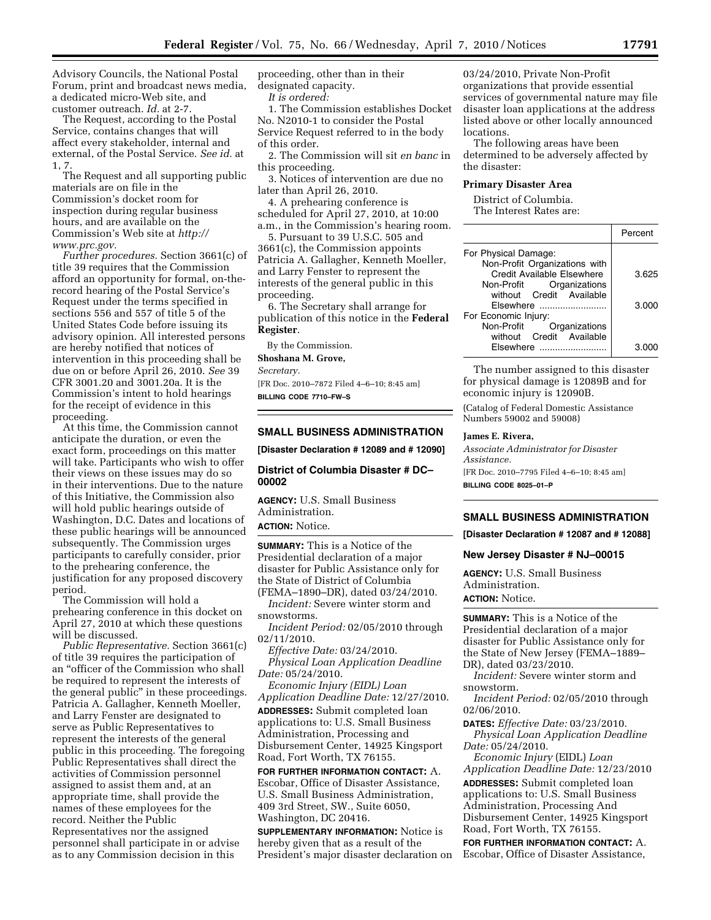Advisory Councils, the National Postal Forum, print and broadcast news media, a dedicated micro-Web site, and customer outreach. *Id.* at 2-7.

The Request, according to the Postal Service, contains changes that will affect every stakeholder, internal and external, of the Postal Service. *See id.* at 1, 7.

The Request and all supporting public materials are on file in the Commission's docket room for inspection during regular business hours, and are available on the Commission's Web site at *http://www.prc.gov*.

*Further procedures.* Section 3661(c) of title 39 requires that the Commission afford an opportunity for formal, on-the-record hearing of the Postal Service's Request under the terms specified in sections 556 and 557 of title 5 of the United States Code before issuing its advisory opinion. All interested persons are hereby notified that notices of intervention in this proceeding shall be due on or before April 26, 2010. *See* 39 CFR 3001.20 and 3001.20a. It is the Commission's intent to hold hearings for the receipt of evidence in this proceeding.

At this time, the Commission cannot anticipate the duration, or even the exact form, proceedings on this matter will take. Participants who wish to offer their views on these issues may do so in their interventions. Due to the nature of this Initiative, the Commission also will hold public hearings outside of Washington, D.C. Dates and locations of these public hearings will be announced subsequently. The Commission urges participants to carefully consider, prior to the prehearing conference, the justification for any proposed discovery period.

The Commission will hold a prehearing conference in this docket on April 27, 2010 at which these questions will be discussed.

*Public Representative.* Section 3661(c) of title 39 requires the participation of an "officer of the Commission who shall be required to represent the interests of the general public" in these proceedings. Patricia A. Gallagher, Kenneth Moeller, and Larry Fenster are designated to serve as Public Representatives to represent the interests of the general public in this proceeding. The foregoing Public Representatives shall direct the activities of Commission personnel assigned to assist them and, at an appropriate time, shall provide the names of these employees for the record. Neither the Public Representatives nor the assigned personnel shall participate in or advise as to any Commission decision in this proceeding, other than in their designated capacity.

*It is ordered:*

1. The Commission establishes Docket No. N2010-1 to consider the Postal Service Request referred to in the body of this order.

2. The Commission will sit *en banc* in this proceeding.

3. Notices of intervention are due no later than April 26, 2010.

4. A prehearing conference is scheduled for April 27, 2010, at 10:00 a.m., in the Commission's hearing room.

5. Pursuant to 39 U.S.C. 505 and 3661(c), the Commission appoints Patricia A. Gallagher, Kenneth Moeller, and Larry Fenster to represent the interests of the general public in this proceeding.

6. The Secretary shall arrange for publication of this notice in the **Federal Register**.

By the Commission.

**Shoshana M. Grove,**

*Secretary.*

[FR Doc. 2010–7872 Filed 4–6–10; 8:45 am]

**BILLING CODE 7710–FW–S**

---

## SMALL BUSINESS ADMINISTRATION

**[Disaster Declaration # 12089 and # 12090]**

### District of Columbia Disaster # DC–00002

**AGENCY:** U.S. Small Business Administration.

**ACTION:** Notice.

**SUMMARY:** This is a Notice of the Presidential declaration of a major disaster for Public Assistance only for the State of District of Columbia (FEMA–1890–DR), dated 03/24/2010.

*Incident:* Severe winter storm and snowstorms.

*Incident Period:* 02/05/2010 through 02/11/2010.

*Effective Date:* 03/24/2010.

*Physical Loan Application Deadline Date:* 05/24/2010.

*Economic Injury (EIDL) Loan Application Deadline Date:* 12/27/2010.

**ADDRESSES:** Submit completed loan applications to: U.S. Small Business Administration, Processing and Disbursement Center, 14925 Kingsport Road, Fort Worth, TX 76155.

**FOR FURTHER INFORMATION CONTACT:** A. Escobar, Office of Disaster Assistance, U.S. Small Business Administration, 409 3rd Street, SW., Suite 6050, Washington, DC 20416.

**SUPPLEMENTARY INFORMATION:** Notice is hereby given that as a result of the President's major disaster declaration on 03/24/2010, Private Non-Profit organizations that provide essential services of governmental nature may file disaster loan applications at the address listed above or other locally announced locations.

The following areas have been determined to be adversely affected by the disaster:

**Primary Disaster Area**

District of Columbia.

The Interest Rates are:

| | Percent |
|---|---|
| For Physical Damage: | |
| Non-Profit Organizations with Credit Available Elsewhere | 3.625 |
| Non-Profit Organizations without Credit Available Elsewhere | 3.000 |
| For Economic Injury: | |
| Non-Profit Organizations without Credit Available Elsewhere | 3.000 |

The number assigned to this disaster for physical damage is 12089B and for economic injury is 12090B.

(Catalog of Federal Domestic Assistance Numbers 59002 and 59008)

**James E. Rivera,**

*Associate Administrator for Disaster Assistance.*

[FR Doc. 2010–7795 Filed 4–6–10; 8:45 am]

**BILLING CODE 8025–01–P**

---

## SMALL BUSINESS ADMINISTRATION

**[Disaster Declaration # 12087 and # 12088]**

### New Jersey Disaster # NJ–00015

**AGENCY:** U.S. Small Business Administration.

**ACTION:** Notice.

**SUMMARY:** This is a Notice of the Presidential declaration of a major disaster for Public Assistance only for the State of New Jersey (FEMA–1889–DR), dated 03/23/2010.

*Incident:* Severe winter storm and snowstorm.

*Incident Period:* 02/05/2010 through 02/06/2010.

**DATES:** *Effective Date:* 03/23/2010.

*Physical Loan Application Deadline Date:* 05/24/2010.

*Economic Injury* (EIDL) *Loan Application Deadline Date:* 12/23/2010

**ADDRESSES:** Submit completed loan applications to: U.S. Small Business Administration, Processing And Disbursement Center, 14925 Kingsport Road, Fort Worth, TX 76155.

**FOR FURTHER INFORMATION CONTACT:** A. Escobar, Office of Disaster Assistance,